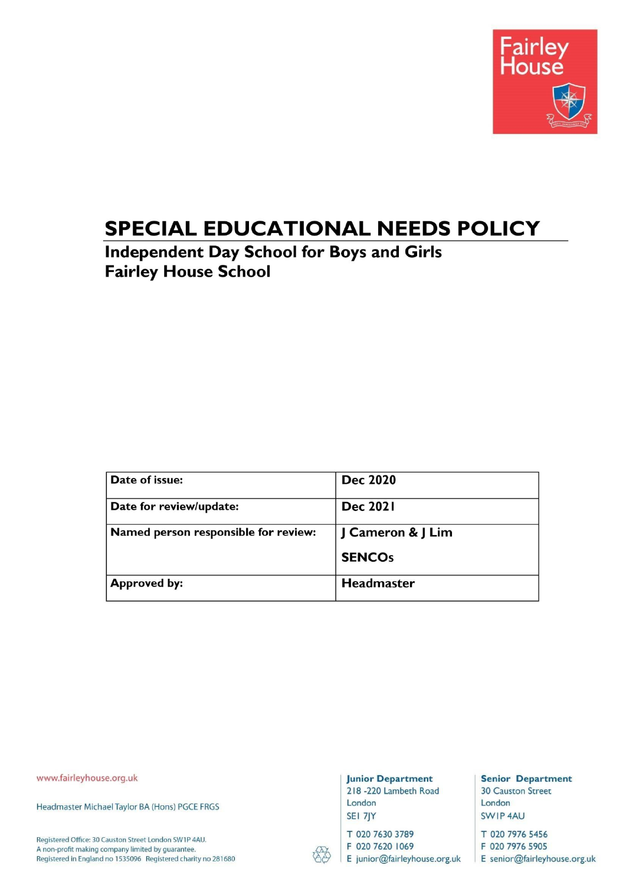Fairley House

# SPECIAL EDUCATIONAL NEEDS POLICY

## Independent Day School for Boys and Girls
## Fairley House School

| Date of issue: | Dec 2020 |
|---|---|
| Date for review/update: | Dec 2021 |
| Named person responsible for review: | J Cameron & J Lim<br>SENCOs |
| Approved by: | Headmaster |

www.fairleyhouse.org.uk

Headmaster Michael Taylor BA (Hons) PGCE FRGS

Registered Office: 30 Causton Street London SW1P 4AU.
A non-profit making company limited by guarantee.
Registered in England no 1535096 Registered charity no 281680

**Junior Department**
218 -220 Lambeth Road
London
SE1 7JY

T 020 7630 3789
F 020 7620 1069
E junior@fairleyhouse.org.uk

**Senior Department**
30 Causton Street
London
SW1P 4AU

T 020 7976 5456
F 020 7976 5905
E senior@fairleyhouse.org.uk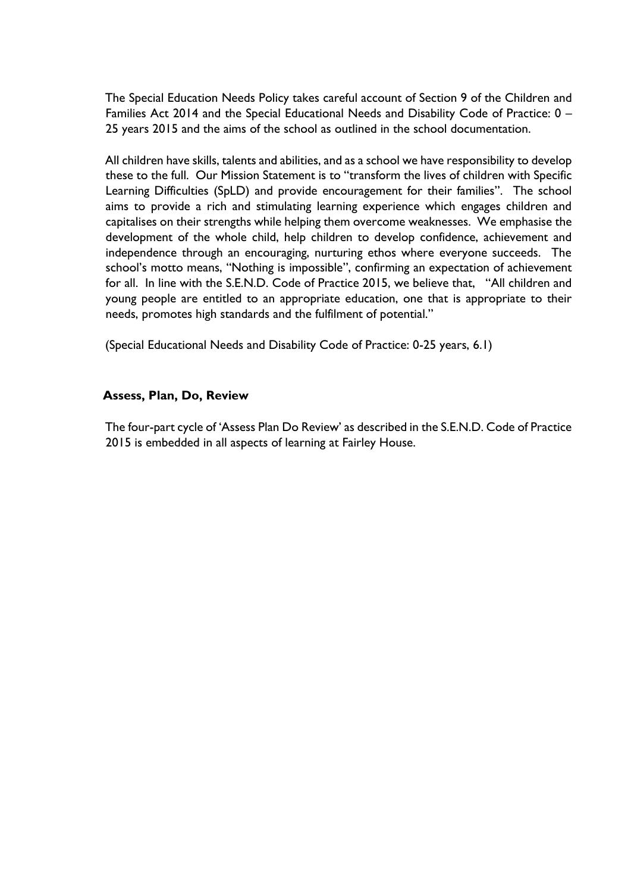The Special Education Needs Policy takes careful account of Section 9 of the Children and Families Act 2014 and the Special Educational Needs and Disability Code of Practice: 0 – 25 years 2015 and the aims of the school as outlined in the school documentation.

All children have skills, talents and abilities, and as a school we have responsibility to develop these to the full. Our Mission Statement is to "transform the lives of children with Specific Learning Difficulties (SpLD) and provide encouragement for their families". The school aims to provide a rich and stimulating learning experience which engages children and capitalises on their strengths while helping them overcome weaknesses. We emphasise the development of the whole child, help children to develop confidence, achievement and independence through an encouraging, nurturing ethos where everyone succeeds. The school's motto means, "Nothing is impossible", confirming an expectation of achievement for all. In line with the S.E.N.D. Code of Practice 2015, we believe that, "All children and young people are entitled to an appropriate education, one that is appropriate to their needs, promotes high standards and the fulfilment of potential."

(Special Educational Needs and Disability Code of Practice: 0-25 years, 6.1)

## Assess, Plan, Do, Review

The four-part cycle of 'Assess Plan Do Review' as described in the S.E.N.D. Code of Practice 2015 is embedded in all aspects of learning at Fairley House.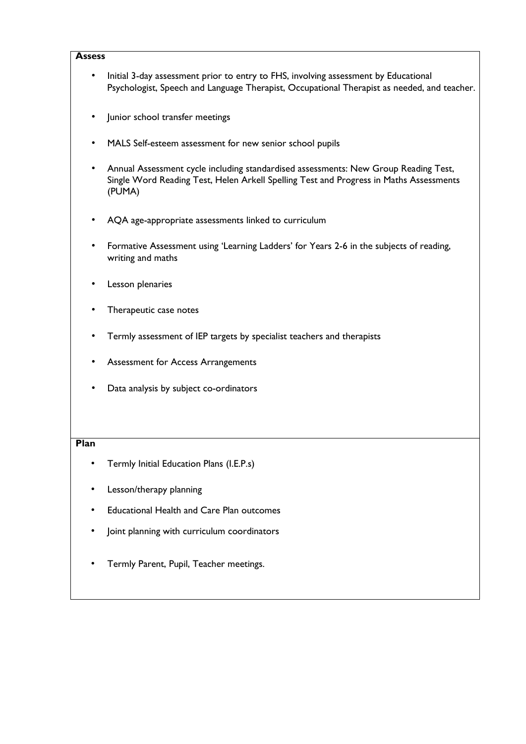**Assess**

- Initial 3-day assessment prior to entry to FHS, involving assessment by Educational Psychologist, Speech and Language Therapist, Occupational Therapist as needed, and teacher.
- Junior school transfer meetings
- MALS Self-esteem assessment for new senior school pupils
- Annual Assessment cycle including standardised assessments: New Group Reading Test, Single Word Reading Test, Helen Arkell Spelling Test and Progress in Maths Assessments (PUMA)
- AQA age-appropriate assessments linked to curriculum
- Formative Assessment using 'Learning Ladders' for Years 2-6 in the subjects of reading, writing and maths
- Lesson plenaries
- Therapeutic case notes
- Termly assessment of IEP targets by specialist teachers and therapists
- Assessment for Access Arrangements
- Data analysis by subject co-ordinators

**Plan**

- Termly Initial Education Plans (I.E.P.s)
- Lesson/therapy planning
- Educational Health and Care Plan outcomes
- Joint planning with curriculum coordinators
- Termly Parent, Pupil, Teacher meetings.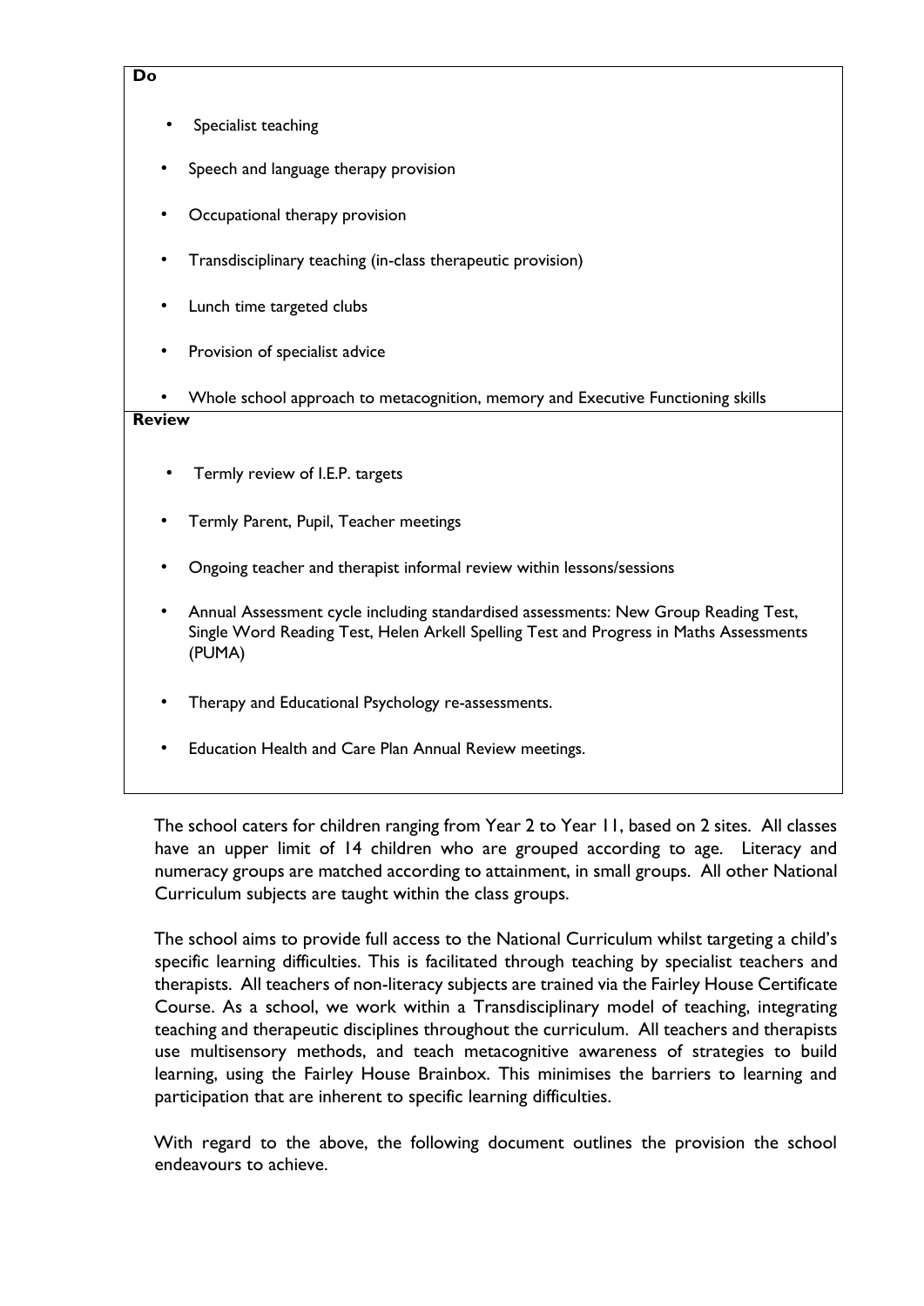**Do**

- Specialist teaching
- Speech and language therapy provision
- Occupational therapy provision
- Transdisciplinary teaching (in-class therapeutic provision)
- Lunch time targeted clubs
- Provision of specialist advice
- Whole school approach to metacognition, memory and Executive Functioning skills

**Review**

- Termly review of I.E.P. targets
- Termly Parent, Pupil, Teacher meetings
- Ongoing teacher and therapist informal review within lessons/sessions
- Annual Assessment cycle including standardised assessments: New Group Reading Test, Single Word Reading Test, Helen Arkell Spelling Test and Progress in Maths Assessments (PUMA)
- Therapy and Educational Psychology re-assessments.
- Education Health and Care Plan Annual Review meetings.

The school caters for children ranging from Year 2 to Year 11, based on 2 sites. All classes have an upper limit of 14 children who are grouped according to age. Literacy and numeracy groups are matched according to attainment, in small groups. All other National Curriculum subjects are taught within the class groups.

The school aims to provide full access to the National Curriculum whilst targeting a child's specific learning difficulties. This is facilitated through teaching by specialist teachers and therapists. All teachers of non-literacy subjects are trained via the Fairley House Certificate Course. As a school, we work within a Transdisciplinary model of teaching, integrating teaching and therapeutic disciplines throughout the curriculum. All teachers and therapists use multisensory methods, and teach metacognitive awareness of strategies to build learning, using the Fairley House Brainbox. This minimises the barriers to learning and participation that are inherent to specific learning difficulties.

With regard to the above, the following document outlines the provision the school endeavours to achieve.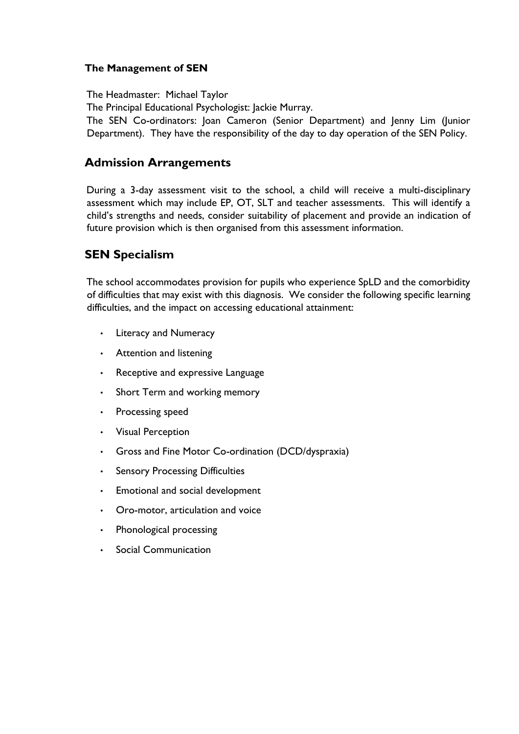### The Management of SEN

The Headmaster: Michael Taylor
The Principal Educational Psychologist: Jackie Murray.
The SEN Co-ordinators: Joan Cameron (Senior Department) and Jenny Lim (Junior Department). They have the responsibility of the day to day operation of the SEN Policy.

## Admission Arrangements

During a 3-day assessment visit to the school, a child will receive a multi-disciplinary assessment which may include EP, OT, SLT and teacher assessments. This will identify a child's strengths and needs, consider suitability of placement and provide an indication of future provision which is then organised from this assessment information.

## SEN Specialism

The school accommodates provision for pupils who experience SpLD and the comorbidity of difficulties that may exist with this diagnosis. We consider the following specific learning difficulties, and the impact on accessing educational attainment:

- Literacy and Numeracy
- Attention and listening
- Receptive and expressive Language
- Short Term and working memory
- Processing speed
- Visual Perception
- Gross and Fine Motor Co-ordination (DCD/dyspraxia)
- Sensory Processing Difficulties
- Emotional and social development
- Oro-motor, articulation and voice
- Phonological processing
- Social Communication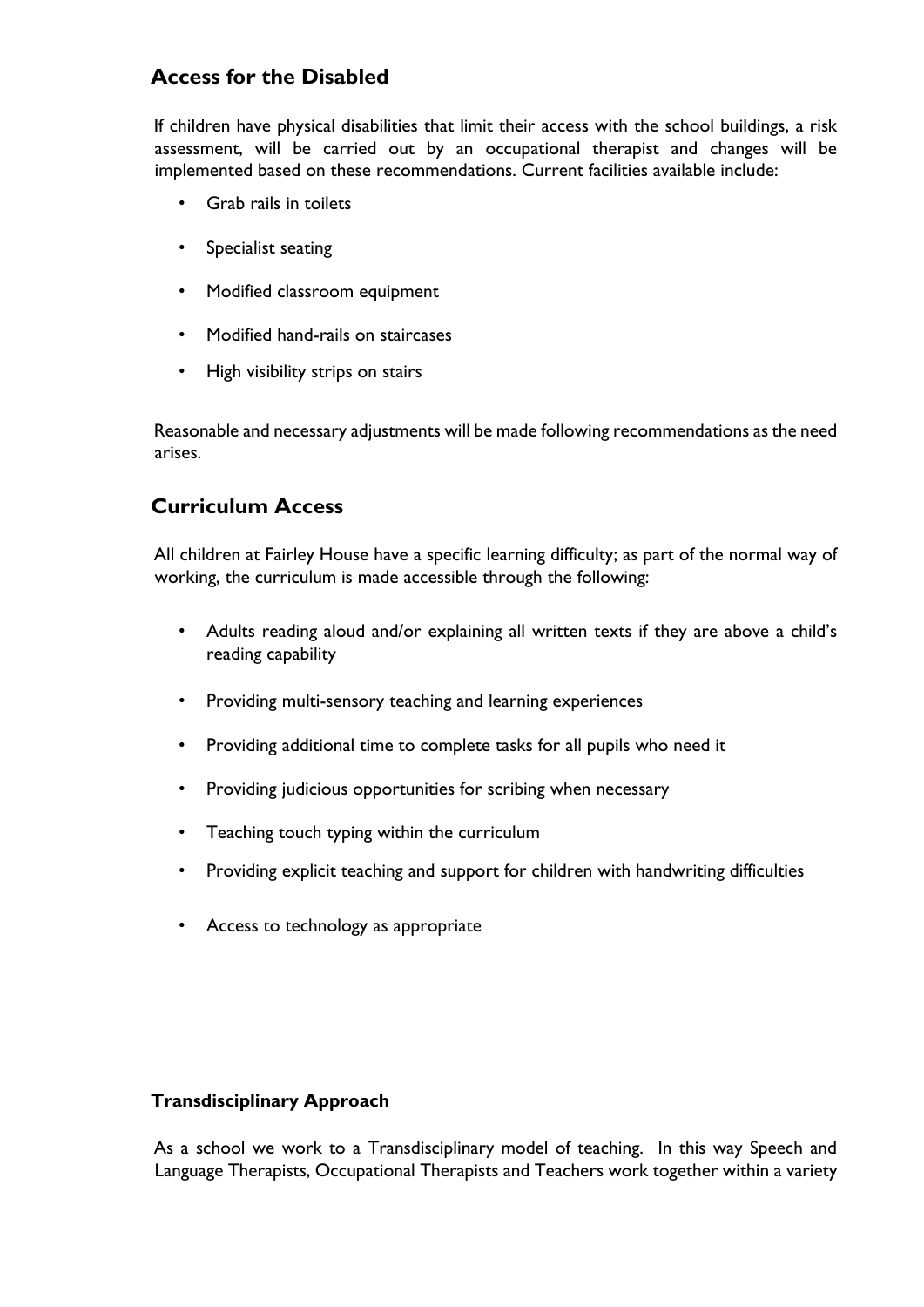## Access for the Disabled

If children have physical disabilities that limit their access with the school buildings, a risk assessment, will be carried out by an occupational therapist and changes will be implemented based on these recommendations. Current facilities available include:

- Grab rails in toilets
- Specialist seating
- Modified classroom equipment
- Modified hand-rails on staircases
- High visibility strips on stairs

Reasonable and necessary adjustments will be made following recommendations as the need arises.

## Curriculum Access

All children at Fairley House have a specific learning difficulty; as part of the normal way of working, the curriculum is made accessible through the following:

- Adults reading aloud and/or explaining all written texts if they are above a child's reading capability
- Providing multi-sensory teaching and learning experiences
- Providing additional time to complete tasks for all pupils who need it
- Providing judicious opportunities for scribing when necessary
- Teaching touch typing within the curriculum
- Providing explicit teaching and support for children with handwriting difficulties
- Access to technology as appropriate

### Transdisciplinary Approach

As a school we work to a Transdisciplinary model of teaching. In this way Speech and Language Therapists, Occupational Therapists and Teachers work together within a variety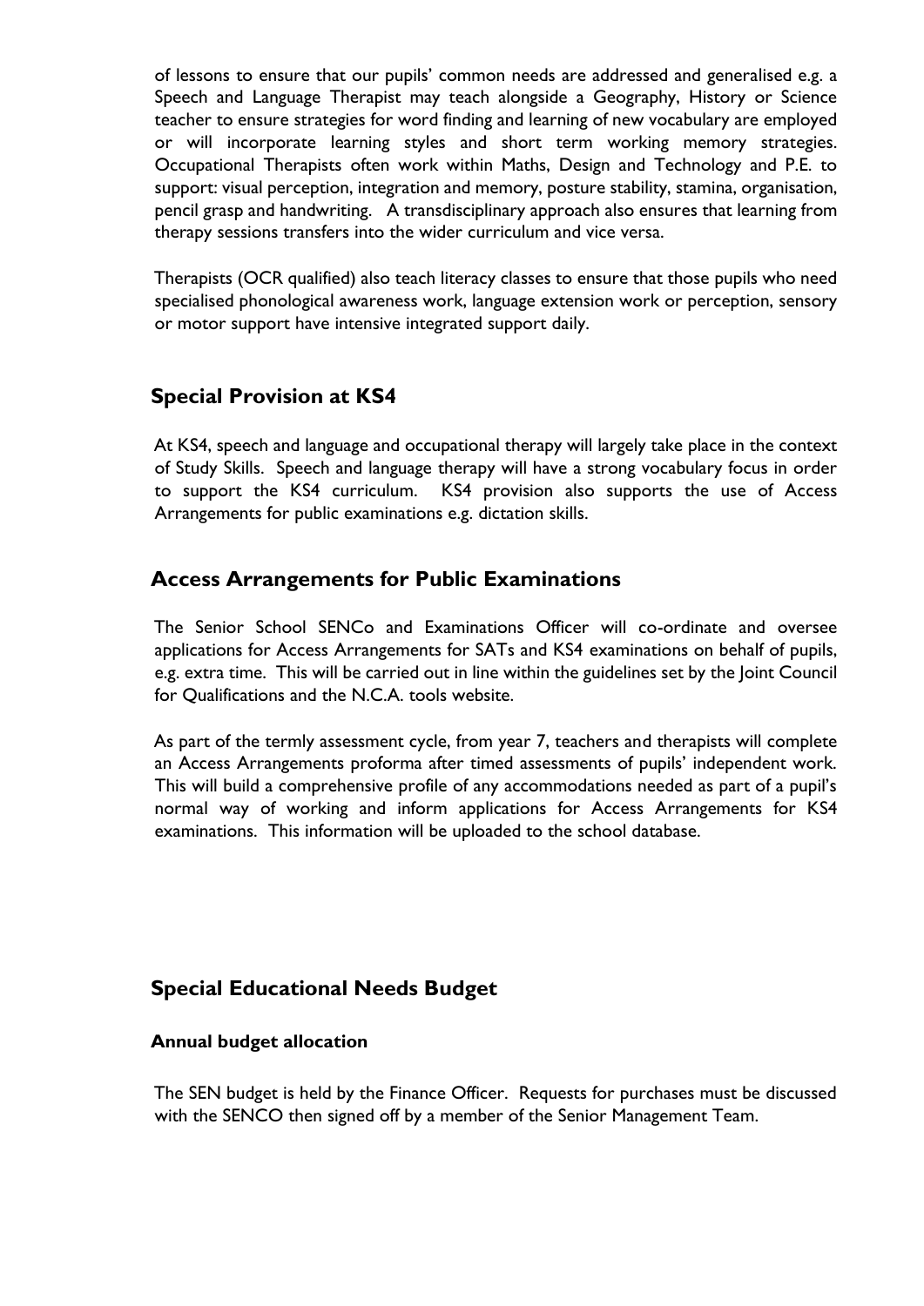of lessons to ensure that our pupils' common needs are addressed and generalised e.g. a Speech and Language Therapist may teach alongside a Geography, History or Science teacher to ensure strategies for word finding and learning of new vocabulary are employed or will incorporate learning styles and short term working memory strategies. Occupational Therapists often work within Maths, Design and Technology and P.E. to support: visual perception, integration and memory, posture stability, stamina, organisation, pencil grasp and handwriting. A transdisciplinary approach also ensures that learning from therapy sessions transfers into the wider curriculum and vice versa.

Therapists (OCR qualified) also teach literacy classes to ensure that those pupils who need specialised phonological awareness work, language extension work or perception, sensory or motor support have intensive integrated support daily.

## Special Provision at KS4

At KS4, speech and language and occupational therapy will largely take place in the context of Study Skills. Speech and language therapy will have a strong vocabulary focus in order to support the KS4 curriculum. KS4 provision also supports the use of Access Arrangements for public examinations e.g. dictation skills.

## Access Arrangements for Public Examinations

The Senior School SENCo and Examinations Officer will co-ordinate and oversee applications for Access Arrangements for SATs and KS4 examinations on behalf of pupils, e.g. extra time. This will be carried out in line within the guidelines set by the Joint Council for Qualifications and the N.C.A. tools website.

As part of the termly assessment cycle, from year 7, teachers and therapists will complete an Access Arrangements proforma after timed assessments of pupils' independent work. This will build a comprehensive profile of any accommodations needed as part of a pupil's normal way of working and inform applications for Access Arrangements for KS4 examinations. This information will be uploaded to the school database.

## Special Educational Needs Budget

### Annual budget allocation

The SEN budget is held by the Finance Officer. Requests for purchases must be discussed with the SENCO then signed off by a member of the Senior Management Team.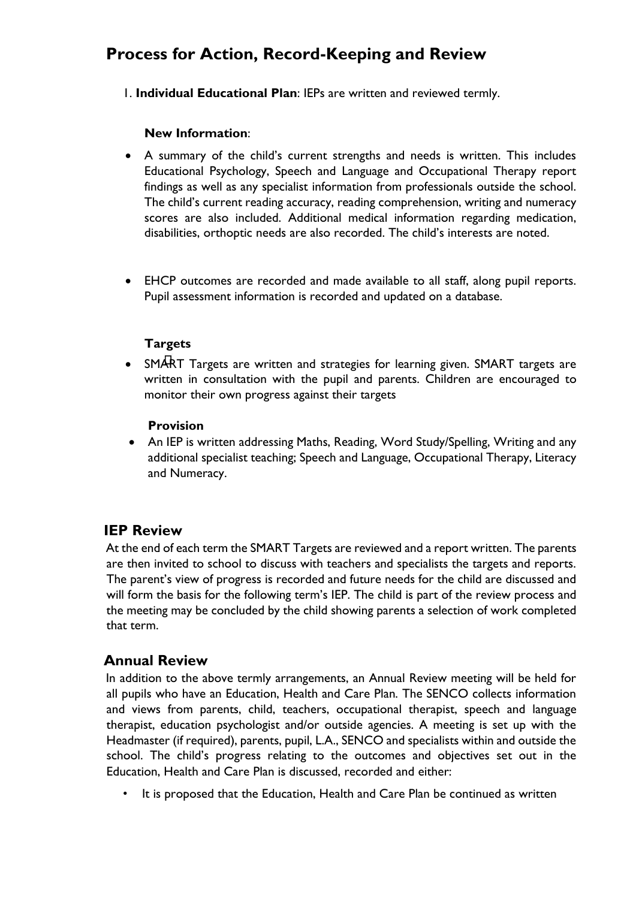# Process for Action, Record-Keeping and Review

1. **Individual Educational Plan**: IEPs are written and reviewed termly.

**New Information**:

- A summary of the child's current strengths and needs is written. This includes Educational Psychology, Speech and Language and Occupational Therapy report findings as well as any specialist information from professionals outside the school. The child's current reading accuracy, reading comprehension, writing and numeracy scores are also included. Additional medical information regarding medication, disabilities, orthoptic needs are also recorded. The child's interests are noted.

- EHCP outcomes are recorded and made available to all staff, along pupil reports. Pupil assessment information is recorded and updated on a database.

**Targets**

- SMART Targets are written and strategies for learning given. SMART targets are written in consultation with the pupil and parents. Children are encouraged to monitor their own progress against their targets

**Provision**

- An IEP is written addressing Maths, Reading, Word Study/Spelling, Writing and any additional specialist teaching; Speech and Language, Occupational Therapy, Literacy and Numeracy.

## IEP Review

At the end of each term the SMART Targets are reviewed and a report written. The parents are then invited to school to discuss with teachers and specialists the targets and reports. The parent's view of progress is recorded and future needs for the child are discussed and will form the basis for the following term's IEP. The child is part of the review process and the meeting may be concluded by the child showing parents a selection of work completed that term.

## Annual Review

In addition to the above termly arrangements, an Annual Review meeting will be held for all pupils who have an Education, Health and Care Plan. The SENCO collects information and views from parents, child, teachers, occupational therapist, speech and language therapist, education psychologist and/or outside agencies. A meeting is set up with the Headmaster (if required), parents, pupil, L.A., SENCO and specialists within and outside the school. The child's progress relating to the outcomes and objectives set out in the Education, Health and Care Plan is discussed, recorded and either:

- It is proposed that the Education, Health and Care Plan be continued as written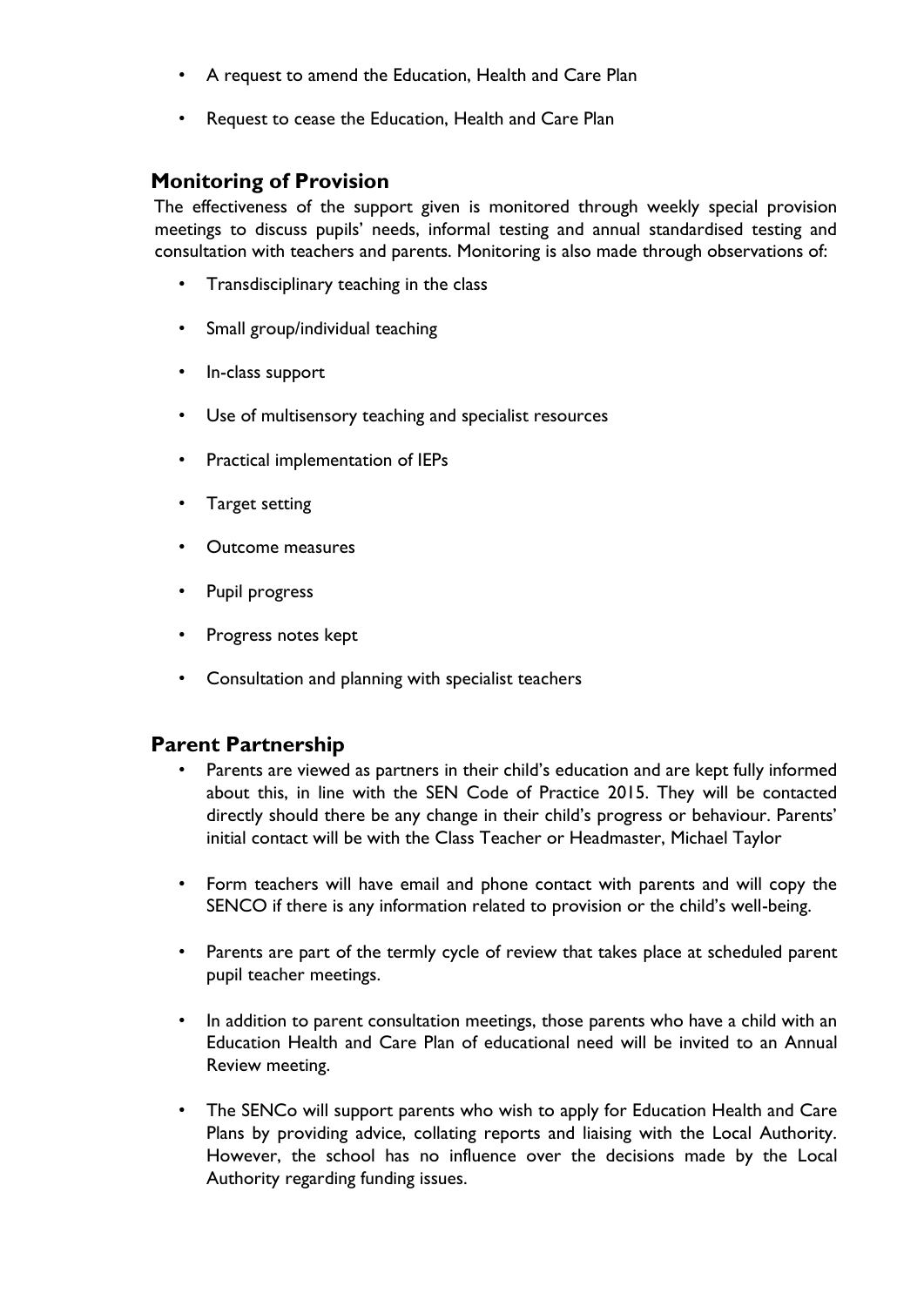- A request to amend the Education, Health and Care Plan
- Request to cease the Education, Health and Care Plan

## Monitoring of Provision

The effectiveness of the support given is monitored through weekly special provision meetings to discuss pupils' needs, informal testing and annual standardised testing and consultation with teachers and parents. Monitoring is also made through observations of:

- Transdisciplinary teaching in the class
- Small group/individual teaching
- In-class support
- Use of multisensory teaching and specialist resources
- Practical implementation of IEPs
- Target setting
- Outcome measures
- Pupil progress
- Progress notes kept
- Consultation and planning with specialist teachers

## Parent Partnership

- Parents are viewed as partners in their child's education and are kept fully informed about this, in line with the SEN Code of Practice 2015. They will be contacted directly should there be any change in their child's progress or behaviour. Parents' initial contact will be with the Class Teacher or Headmaster, Michael Taylor
- Form teachers will have email and phone contact with parents and will copy the SENCO if there is any information related to provision or the child's well-being.
- Parents are part of the termly cycle of review that takes place at scheduled parent pupil teacher meetings.
- In addition to parent consultation meetings, those parents who have a child with an Education Health and Care Plan of educational need will be invited to an Annual Review meeting.
- The SENCo will support parents who wish to apply for Education Health and Care Plans by providing advice, collating reports and liaising with the Local Authority. However, the school has no influence over the decisions made by the Local Authority regarding funding issues.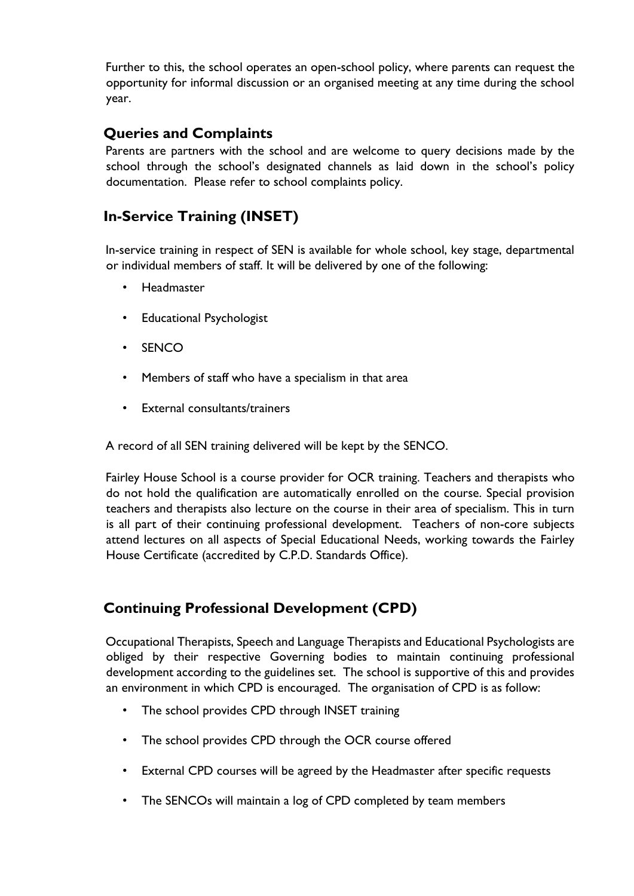Further to this, the school operates an open-school policy, where parents can request the opportunity for informal discussion or an organised meeting at any time during the school year.

## Queries and Complaints

Parents are partners with the school and are welcome to query decisions made by the school through the school's designated channels as laid down in the school's policy documentation. Please refer to school complaints policy.

## In-Service Training (INSET)

In-service training in respect of SEN is available for whole school, key stage, departmental or individual members of staff. It will be delivered by one of the following:

- Headmaster
- Educational Psychologist
- SENCO
- Members of staff who have a specialism in that area
- External consultants/trainers

A record of all SEN training delivered will be kept by the SENCO.

Fairley House School is a course provider for OCR training. Teachers and therapists who do not hold the qualification are automatically enrolled on the course. Special provision teachers and therapists also lecture on the course in their area of specialism. This in turn is all part of their continuing professional development. Teachers of non-core subjects attend lectures on all aspects of Special Educational Needs, working towards the Fairley House Certificate (accredited by C.P.D. Standards Office).

## Continuing Professional Development (CPD)

Occupational Therapists, Speech and Language Therapists and Educational Psychologists are obliged by their respective Governing bodies to maintain continuing professional development according to the guidelines set. The school is supportive of this and provides an environment in which CPD is encouraged. The organisation of CPD is as follow:

- The school provides CPD through INSET training
- The school provides CPD through the OCR course offered
- External CPD courses will be agreed by the Headmaster after specific requests
- The SENCOs will maintain a log of CPD completed by team members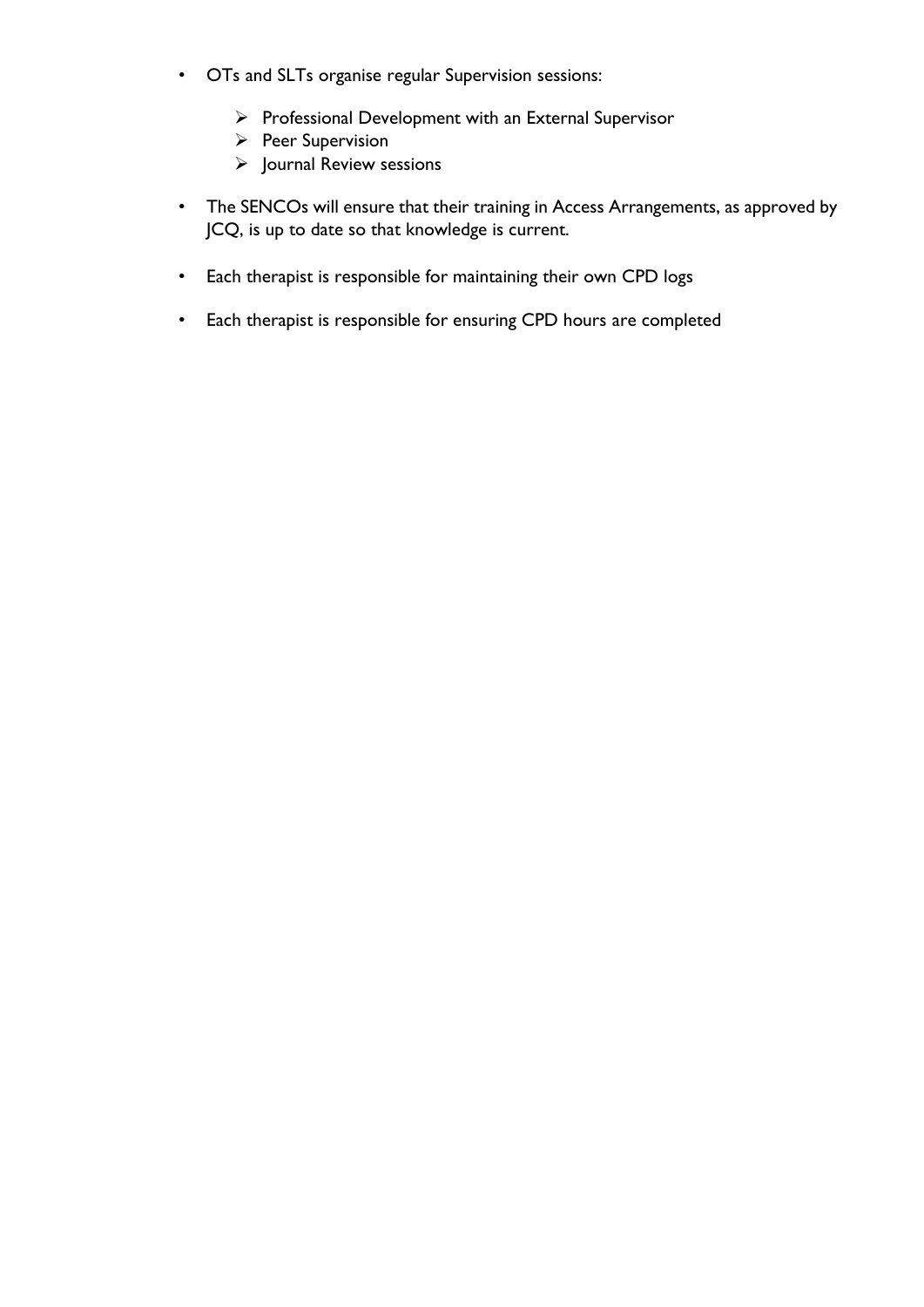- OTs and SLTs organise regular Supervision sessions:
  - Professional Development with an External Supervisor
  - Peer Supervision
  - Journal Review sessions
- The SENCOs will ensure that their training in Access Arrangements, as approved by JCQ, is up to date so that knowledge is current.
- Each therapist is responsible for maintaining their own CPD logs
- Each therapist is responsible for ensuring CPD hours are completed